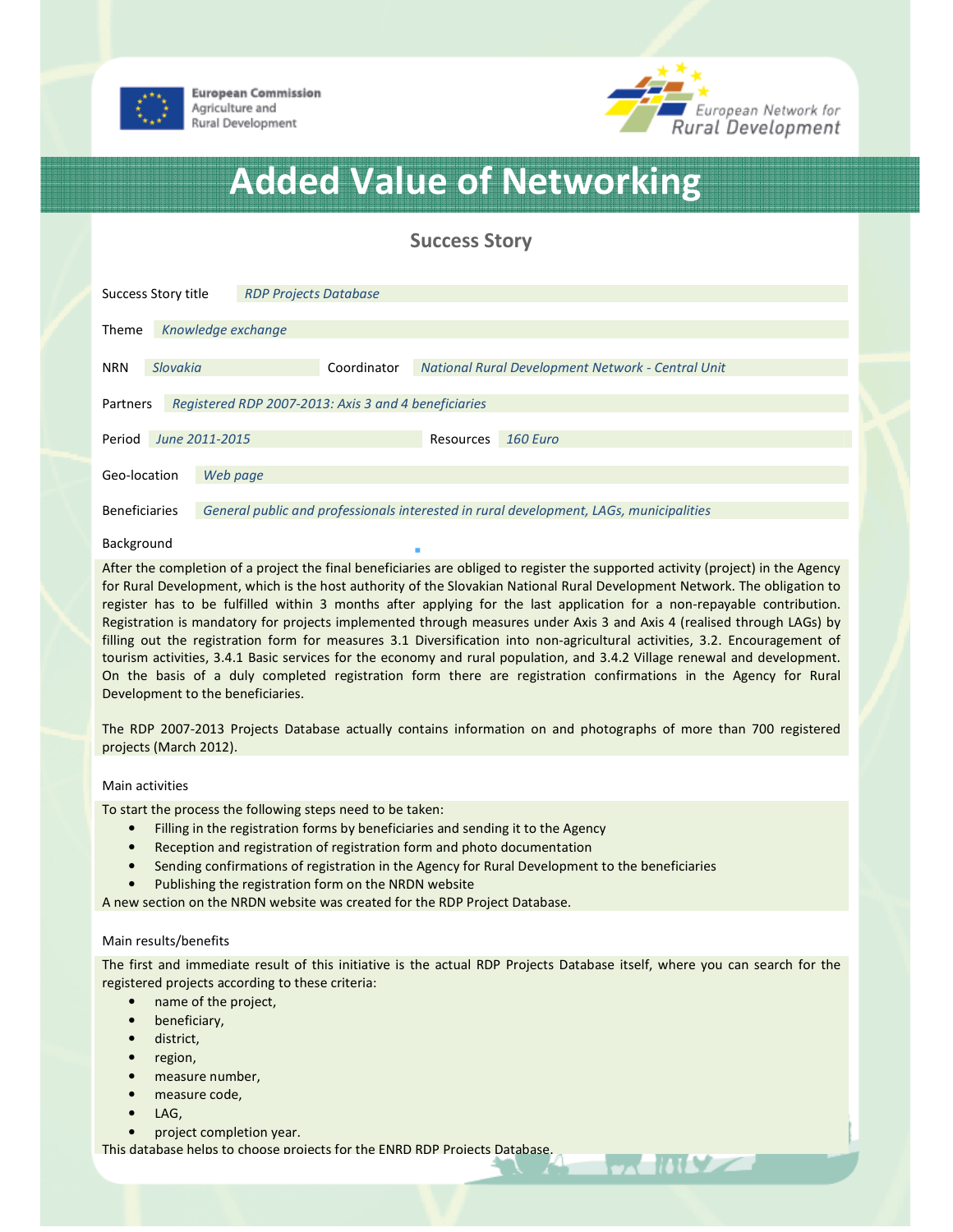European Commission
Agriculture and
Rural Development

European Network for
Rural Development

# Added Value of Networking

## Success Story

| | |
|---|---|
| Success Story title | *RDP Projects Database* |
| Theme | *Knowledge exchange* |
| NRN | *Slovakia* |
| Coordinator | *National Rural Development Network - Central Unit* |
| Partners | *Registered RDP 2007-2013: Axis 3 and 4 beneficiaries* |
| Period | *June 2011-2015* |
| Resources | *160 Euro* |
| Geo-location | *Web page* |
| Beneficiaries | *General public and professionals interested in rural development, LAGs, municipalities* |

### Background

After the completion of a project the final beneficiaries are obliged to register the supported activity (project) in the Agency for Rural Development, which is the host authority of the Slovakian National Rural Development Network. The obligation to register has to be fulfilled within 3 months after applying for the last application for a non-repayable contribution. Registration is mandatory for projects implemented through measures under Axis 3 and Axis 4 (realised through LAGs) by filling out the registration form for measures 3.1 Diversification into non-agricultural activities, 3.2. Encouragement of tourism activities, 3.4.1 Basic services for the economy and rural population, and 3.4.2 Village renewal and development. On the basis of a duly completed registration form there are registration confirmations in the Agency for Rural Development to the beneficiaries.

The RDP 2007-2013 Projects Database actually contains information on and photographs of more than 700 registered projects (March 2012).

### Main activities

To start the process the following steps need to be taken:

- Filling in the registration forms by beneficiaries and sending it to the Agency
- Reception and registration of registration form and photo documentation
- Sending confirmations of registration in the Agency for Rural Development to the beneficiaries
- Publishing the registration form on the NRDN website

A new section on the NRDN website was created for the RDP Project Database.

### Main results/benefits

The first and immediate result of this initiative is the actual RDP Projects Database itself, where you can search for the registered projects according to these criteria:

- name of the project,
- beneficiary,
- district,
- region,
- measure number,
- measure code,
- LAG,
- project completion year.

This database helps to choose projects for the ENRD RDP Projects Database.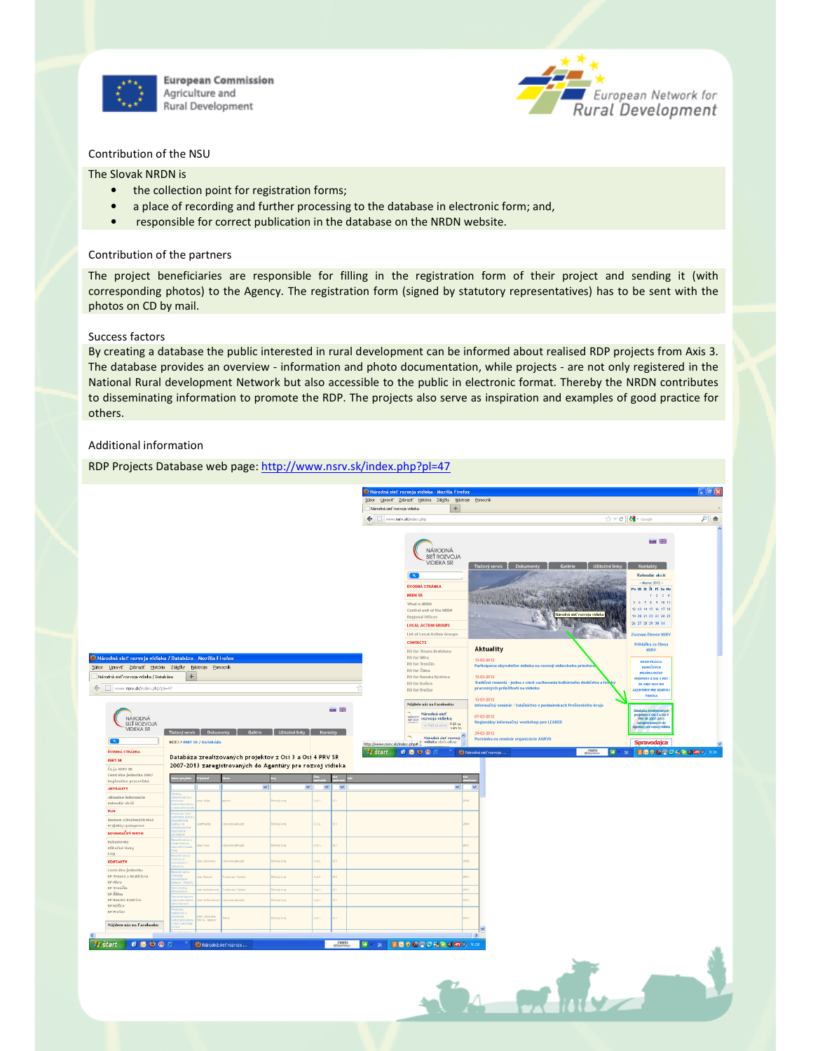Contribution of the NSU

The Slovak NRDN is

- the collection point for registration forms;
- a place of recording and further processing to the database in electronic form; and,
- responsible for correct publication in the database on the NRDN website.

Contribution of the partners

The project beneficiaries are responsible for filling in the registration form of their project and sending it (with corresponding photos) to the Agency. The registration form (signed by statutory representatives) has to be sent with the photos on CD by mail.

Success factors

By creating a database the public interested in rural development can be informed about realised RDP projects from Axis 3. The database provides an overview - information and photo documentation, while projects - are not only registered in the National Rural development Network but also accessible to the public in electronic format. Thereby the NRDN contributes to disseminating information to promote the RDP. The projects also serve as inspiration and examples of good practice for others.

Additional information

RDP Projects Database web page: [http://www.nsrv.sk/index.php?pl=47](http://www.nsrv.sk/index.php?pl=47)